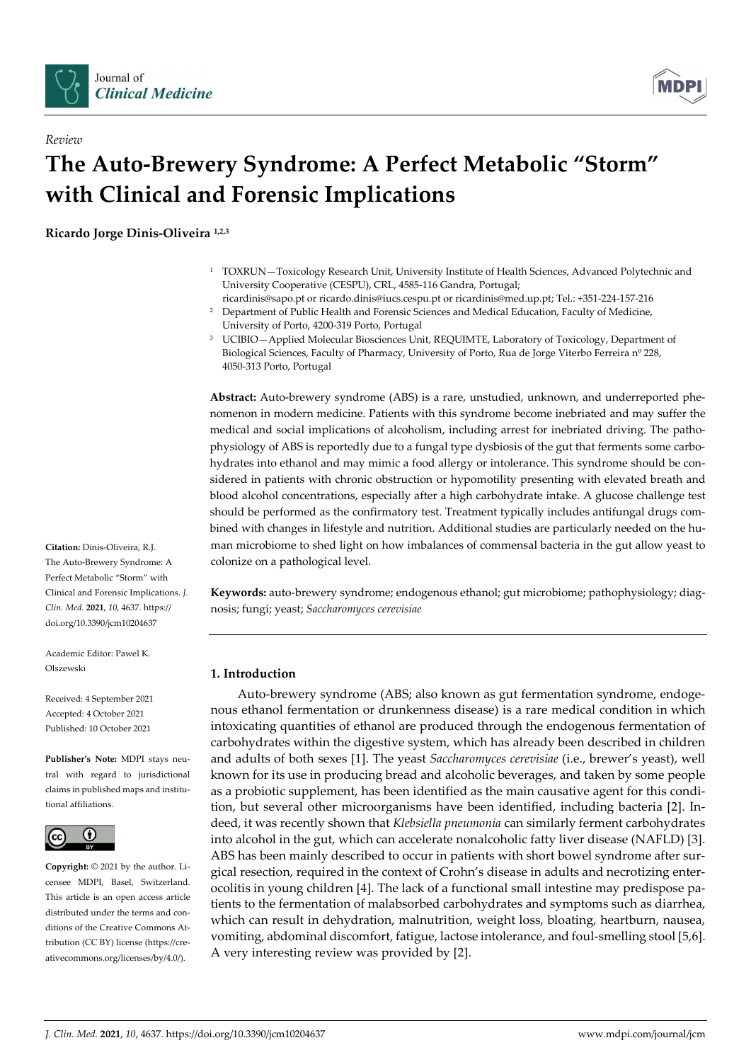*Review*

# The Auto-Brewery Syndrome: A Perfect Metabolic "Storm" with Clinical and Forensic Implications

**Ricardo Jorge Dinis-Oliveira [1,2,3]**

[1] TOXRUN—Toxicology Research Unit, University Institute of Health Sciences, Advanced Polytechnic and University Cooperative (CESPU), CRL, 4585-116 Gandra, Portugal; ricardinis@sapo.pt or ricardo.dinis@iucs.cespu.pt or ricardinis@med.up.pt; Tel.: +351-224-157-216

[2] Department of Public Health and Forensic Sciences and Medical Education, Faculty of Medicine, University of Porto, 4200-319 Porto, Portugal

[3] UCIBIO—Applied Molecular Biosciences Unit, REQUIMTE, Laboratory of Toxicology, Department of Biological Sciences, Faculty of Pharmacy, University of Porto, Rua de Jorge Viterbo Ferreira nº 228, 4050-313 Porto, Portugal

**Abstract:** Auto-brewery syndrome (ABS) is a rare, unstudied, unknown, and underreported phenomenon in modern medicine. Patients with this syndrome become inebriated and may suffer the medical and social implications of alcoholism, including arrest for inebriated driving. The pathophysiology of ABS is reportedly due to a fungal type dysbiosis of the gut that ferments some carbohydrates into ethanol and may mimic a food allergy or intolerance. This syndrome should be considered in patients with chronic obstruction or hypomotility presenting with elevated breath and blood alcohol concentrations, especially after a high carbohydrate intake. A glucose challenge test should be performed as the confirmatory test. Treatment typically includes antifungal drugs combined with changes in lifestyle and nutrition. Additional studies are particularly needed on the human microbiome to shed light on how imbalances of commensal bacteria in the gut allow yeast to colonize on a pathological level.

**Keywords:** auto-brewery syndrome; endogenous ethanol; gut microbiome; pathophysiology; diagnosis; fungi; yeast; *Saccharomyces cerevisiae*

**Citation:** Dinis-Oliveira, R.J. The Auto-Brewery Syndrome: A Perfect Metabolic "Storm" with Clinical and Forensic Implications. *J. Clin. Med.* **2021**, *10*, 4637. https://doi.org/10.3390/jcm10204637

Academic Editor: Pawel K. Olszewski

Received: 4 September 2021
Accepted: 4 October 2021
Published: 10 October 2021

**Publisher's Note:** MDPI stays neutral with regard to jurisdictional claims in published maps and institutional affiliations.

**Copyright:** © 2021 by the author. Licensee MDPI, Basel, Switzerland. This article is an open access article distributed under the terms and conditions of the Creative Commons Attribution (CC BY) license (https://creativecommons.org/licenses/by/4.0/).

## 1. Introduction

Auto-brewery syndrome (ABS; also known as gut fermentation syndrome, endogenous ethanol fermentation or drunkenness disease) is a rare medical condition in which intoxicating quantities of ethanol are produced through the endogenous fermentation of carbohydrates within the digestive system, which has already been described in children and adults of both sexes [1]. The yeast *Saccharomyces cerevisiae* (i.e., brewer's yeast), well known for its use in producing bread and alcoholic beverages, and taken by some people as a probiotic supplement, has been identified as the main causative agent for this condition, but several other microorganisms have been identified, including bacteria [2]. Indeed, it was recently shown that *Klebsiella pneumonia* can similarly ferment carbohydrates into alcohol in the gut, which can accelerate nonalcoholic fatty liver disease (NAFLD) [3]. ABS has been mainly described to occur in patients with short bowel syndrome after surgical resection, required in the context of Crohn's disease in adults and necrotizing enterocolitis in young children [4]. The lack of a functional small intestine may predispose patients to the fermentation of malabsorbed carbohydrates and symptoms such as diarrhea, which can result in dehydration, malnutrition, weight loss, bloating, heartburn, nausea, vomiting, abdominal discomfort, fatigue, lactose intolerance, and foul-smelling stool [5,6]. A very interesting review was provided by [2].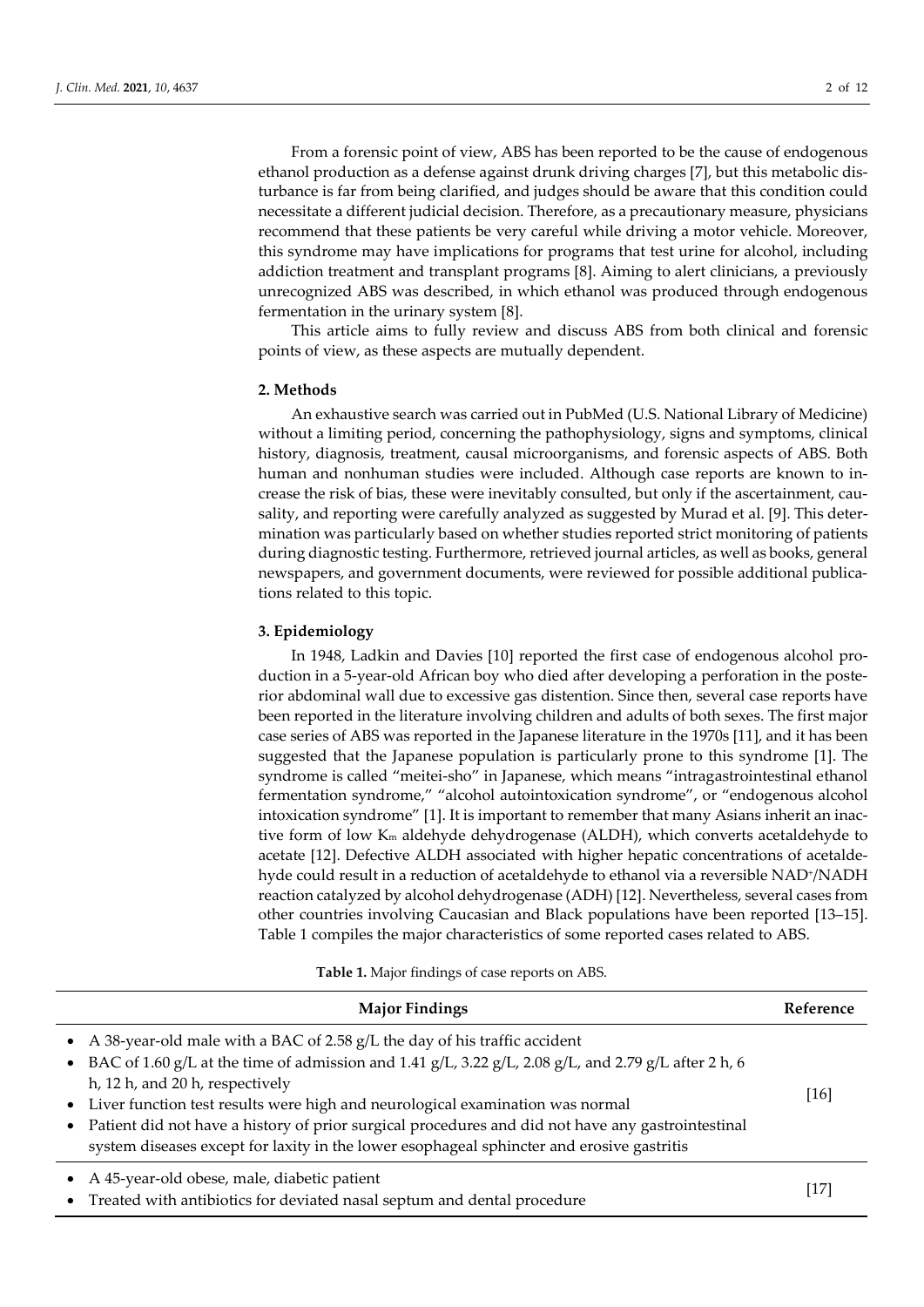From a forensic point of view, ABS has been reported to be the cause of endogenous ethanol production as a defense against drunk driving charges [7], but this metabolic disturbance is far from being clarified, and judges should be aware that this condition could necessitate a different judicial decision. Therefore, as a precautionary measure, physicians recommend that these patients be very careful while driving a motor vehicle. Moreover, this syndrome may have implications for programs that test urine for alcohol, including addiction treatment and transplant programs [8]. Aiming to alert clinicians, a previously unrecognized ABS was described, in which ethanol was produced through endogenous fermentation in the urinary system [8].

This article aims to fully review and discuss ABS from both clinical and forensic points of view, as these aspects are mutually dependent.

## 2. Methods

An exhaustive search was carried out in PubMed (U.S. National Library of Medicine) without a limiting period, concerning the pathophysiology, signs and symptoms, clinical history, diagnosis, treatment, causal microorganisms, and forensic aspects of ABS. Both human and nonhuman studies were included. Although case reports are known to increase the risk of bias, these were inevitably consulted, but only if the ascertainment, causality, and reporting were carefully analyzed as suggested by Murad et al. [9]. This determination was particularly based on whether studies reported strict monitoring of patients during diagnostic testing. Furthermore, retrieved journal articles, as well as books, general newspapers, and government documents, were reviewed for possible additional publications related to this topic.

## 3. Epidemiology

In 1948, Ladkin and Davies [10] reported the first case of endogenous alcohol production in a 5-year-old African boy who died after developing a perforation in the posterior abdominal wall due to excessive gas distention. Since then, several case reports have been reported in the literature involving children and adults of both sexes. The first major case series of ABS was reported in the Japanese literature in the 1970s [11], and it has been suggested that the Japanese population is particularly prone to this syndrome [1]. The syndrome is called "meitei-sho" in Japanese, which means "intragastrointestinal ethanol fermentation syndrome," "alcohol autointoxication syndrome", or "endogenous alcohol intoxication syndrome" [1]. It is important to remember that many Asians inherit an inactive form of low $K_m$ aldehyde dehydrogenase (ALDH), which converts acetaldehyde to acetate [12]. Defective ALDH associated with higher hepatic concentrations of acetaldehyde could result in a reduction of acetaldehyde to ethanol via a reversible $NAD^+$/NADH reaction catalyzed by alcohol dehydrogenase (ADH) [12]. Nevertheless, several cases from other countries involving Caucasian and Black populations have been reported [13–15]. Table 1 compiles the major characteristics of some reported cases related to ABS.

**Table 1.** Major findings of case reports on ABS.

| Major Findings | Reference |
|---|---|
| • A 38-year-old male with a BAC of 2.58 g/L the day of his traffic accident<br>• BAC of 1.60 g/L at the time of admission and 1.41 g/L, 3.22 g/L, 2.08 g/L, and 2.79 g/L after 2 h, 6 h, 12 h, and 20 h, respectively<br>• Liver function test results were high and neurological examination was normal<br>• Patient did not have a history of prior surgical procedures and did not have any gastrointestinal system diseases except for laxity in the lower esophageal sphincter and erosive gastritis | [16] |
| • A 45-year-old obese, male, diabetic patient<br>• Treated with antibiotics for deviated nasal septum and dental procedure | [17] |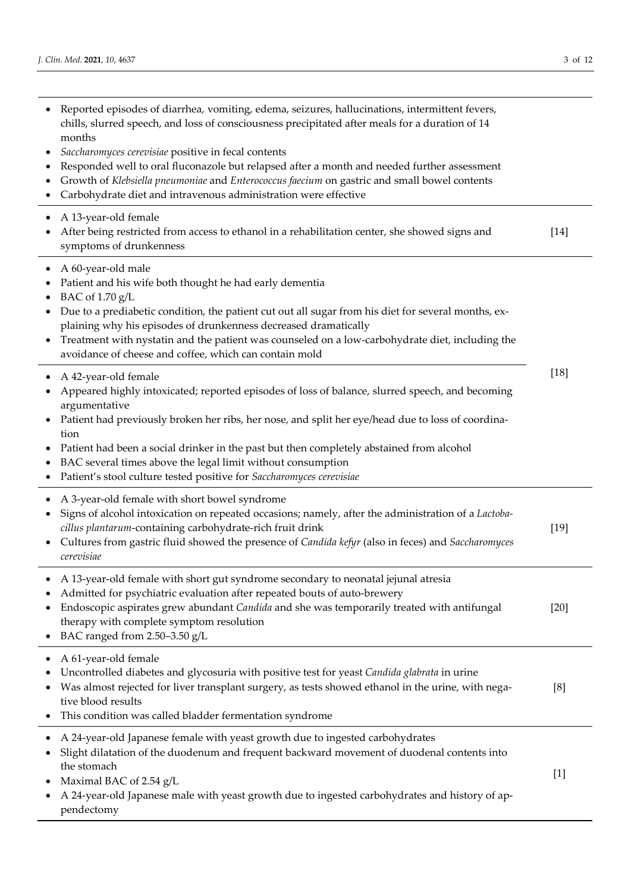| | |
|---|---|
| • Reported episodes of diarrhea, vomiting, edema, seizures, hallucinations, intermittent fevers, chills, slurred speech, and loss of consciousness precipitated after meals for a duration of 14 months<br>• *Saccharomyces cerevisiae* positive in fecal contents<br>• Responded well to oral fluconazole but relapsed after a month and needed further assessment<br>• Growth of *Klebsiella pneumoniae* and *Enterococcus faecium* on gastric and small bowel contents<br>• Carbohydrate diet and intravenous administration were effective | |
| • A 13-year-old female<br>• After being restricted from access to ethanol in a rehabilitation center, she showed signs and symptoms of drunkenness | [14] |
| • A 60-year-old male<br>• Patient and his wife both thought he had early dementia<br>• BAC of 1.70 g/L<br>• Due to a prediabetic condition, the patient cut out all sugar from his diet for several months, explaining why his episodes of drunkenness decreased dramatically<br>• Treatment with nystatin and the patient was counseled on a low-carbohydrate diet, including the avoidance of cheese and coffee, which can contain mold | [18] |
| • A 42-year-old female<br>• Appeared highly intoxicated; reported episodes of loss of balance, slurred speech, and becoming argumentative<br>• Patient had previously broken her ribs, her nose, and split her eye/head due to loss of coordination<br>• Patient had been a social drinker in the past but then completely abstained from alcohol<br>• BAC several times above the legal limit without consumption<br>• Patient's stool culture tested positive for *Saccharomyces cerevisiae* | [18] |
| • A 3-year-old female with short bowel syndrome<br>• Signs of alcohol intoxication on repeated occasions; namely, after the administration of a *Lactobacillus plantarum*-containing carbohydrate-rich fruit drink<br>• Cultures from gastric fluid showed the presence of *Candida kefyr* (also in feces) and *Saccharomyces cerevisiae* | [19] |
| • A 13-year-old female with short gut syndrome secondary to neonatal jejunal atresia<br>• Admitted for psychiatric evaluation after repeated bouts of auto-brewery<br>• Endoscopic aspirates grew abundant *Candida* and she was temporarily treated with antifungal therapy with complete symptom resolution<br>• BAC ranged from 2.50–3.50 g/L | [20] |
| • A 61-year-old female<br>• Uncontrolled diabetes and glycosuria with positive test for yeast *Candida glabrata* in urine<br>• Was almost rejected for liver transplant surgery, as tests showed ethanol in the urine, with negative blood results<br>• This condition was called bladder fermentation syndrome | [8] |
| • A 24-year-old Japanese female with yeast growth due to ingested carbohydrates<br>• Slight dilatation of the duodenum and frequent backward movement of duodenal contents into the stomach<br>• Maximal BAC of 2.54 g/L<br>• A 24-year-old Japanese male with yeast growth due to ingested carbohydrates and history of appendectomy | [1] |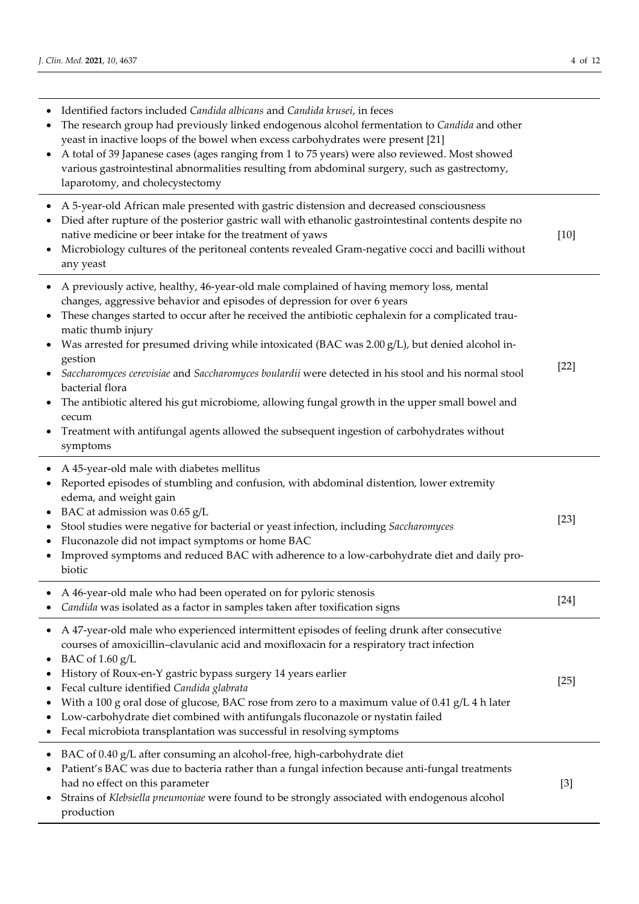| | |
|---|---|
| • Identified factors included *Candida albicans* and *Candida krusei*, in feces<br>• The research group had previously linked endogenous alcohol fermentation to *Candida* and other yeast in inactive loops of the bowel when excess carbohydrates were present [21]<br>• A total of 39 Japanese cases (ages ranging from 1 to 75 years) were also reviewed. Most showed various gastrointestinal abnormalities resulting from abdominal surgery, such as gastrectomy, laparotomy, and cholecystectomy | |
| • A 5-year-old African male presented with gastric distension and decreased consciousness<br>• Died after rupture of the posterior gastric wall with ethanolic gastrointestinal contents despite no native medicine or beer intake for the treatment of yaws<br>• Microbiology cultures of the peritoneal contents revealed Gram-negative cocci and bacilli without any yeast | [10] |
| • A previously active, healthy, 46-year-old male complained of having memory loss, mental changes, aggressive behavior and episodes of depression for over 6 years<br>• These changes started to occur after he received the antibiotic cephalexin for a complicated traumatic thumb injury<br>• Was arrested for presumed driving while intoxicated (BAC was 2.00 g/L), but denied alcohol ingestion<br>• *Saccharomyces cerevisiae* and *Saccharomyces boulardii* were detected in his stool and his normal stool bacterial flora<br>• The antibiotic altered his gut microbiome, allowing fungal growth in the upper small bowel and cecum<br>• Treatment with antifungal agents allowed the subsequent ingestion of carbohydrates without symptoms | [22] |
| • A 45-year-old male with diabetes mellitus<br>• Reported episodes of stumbling and confusion, with abdominal distention, lower extremity edema, and weight gain<br>• BAC at admission was 0.65 g/L<br>• Stool studies were negative for bacterial or yeast infection, including *Saccharomyces*<br>• Fluconazole did not impact symptoms or home BAC<br>• Improved symptoms and reduced BAC with adherence to a low-carbohydrate diet and daily probiotic | [23] |
| • A 46-year-old male who had been operated on for pyloric stenosis<br>• *Candida* was isolated as a factor in samples taken after toxification signs | [24] |
| • A 47-year-old male who experienced intermittent episodes of feeling drunk after consecutive courses of amoxicillin–clavulanic acid and moxifloxacin for a respiratory tract infection<br>• BAC of 1.60 g/L<br>• History of Roux-en-Y gastric bypass surgery 14 years earlier<br>• Fecal culture identified *Candida glabrata*<br>• With a 100 g oral dose of glucose, BAC rose from zero to a maximum value of 0.41 g/L 4 h later<br>• Low-carbohydrate diet combined with antifungals fluconazole or nystatin failed<br>• Fecal microbiota transplantation was successful in resolving symptoms | [25] |
| • BAC of 0.40 g/L after consuming an alcohol-free, high-carbohydrate diet<br>• Patient's BAC was due to bacteria rather than a fungal infection because anti-fungal treatments had no effect on this parameter<br>• Strains of *Klebsiella pneumoniae* were found to be strongly associated with endogenous alcohol production | [3] |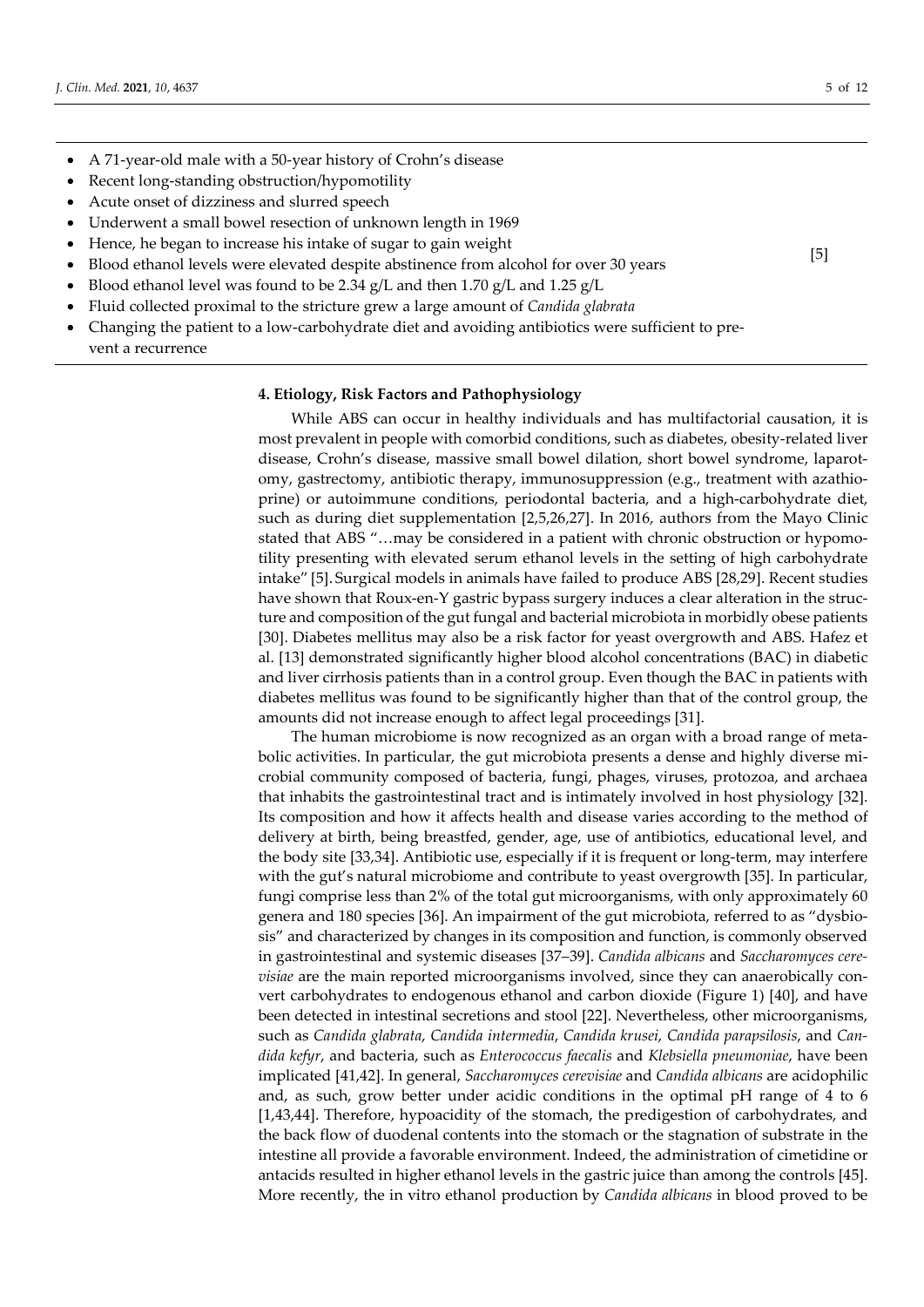| | |
|---|---|
| • A 71-year-old male with a 50-year history of Crohn's disease<br>• Recent long-standing obstruction/hypomotility<br>• Acute onset of dizziness and slurred speech<br>• Underwent a small bowel resection of unknown length in 1969<br>• Hence, he began to increase his intake of sugar to gain weight<br>• Blood ethanol levels were elevated despite abstinence from alcohol for over 30 years<br>• Blood ethanol level was found to be 2.34 g/L and then 1.70 g/L and 1.25 g/L<br>• Fluid collected proximal to the stricture grew a large amount of *Candida glabrata*<br>• Changing the patient to a low-carbohydrate diet and avoiding antibiotics were sufficient to prevent a recurrence | [5] |

## 4. Etiology, Risk Factors and Pathophysiology

While ABS can occur in healthy individuals and has multifactorial causation, it is most prevalent in people with comorbid conditions, such as diabetes, obesity-related liver disease, Crohn's disease, massive small bowel dilation, short bowel syndrome, laparotomy, gastrectomy, antibiotic therapy, immunosuppression (e.g., treatment with azathioprine) or autoimmune conditions, periodontal bacteria, and a high-carbohydrate diet, such as during diet supplementation [2,5,26,27]. In 2016, authors from the Mayo Clinic stated that ABS "…may be considered in a patient with chronic obstruction or hypomotility presenting with elevated serum ethanol levels in the setting of high carbohydrate intake" [5]. Surgical models in animals have failed to produce ABS [28,29]. Recent studies have shown that Roux-en-Y gastric bypass surgery induces a clear alteration in the structure and composition of the gut fungal and bacterial microbiota in morbidly obese patients [30]. Diabetes mellitus may also be a risk factor for yeast overgrowth and ABS. Hafez et al. [13] demonstrated significantly higher blood alcohol concentrations (BAC) in diabetic and liver cirrhosis patients than in a control group. Even though the BAC in patients with diabetes mellitus was found to be significantly higher than that of the control group, the amounts did not increase enough to affect legal proceedings [31].

The human microbiome is now recognized as an organ with a broad range of metabolic activities. In particular, the gut microbiota presents a dense and highly diverse microbial community composed of bacteria, fungi, phages, viruses, protozoa, and archaea that inhabits the gastrointestinal tract and is intimately involved in host physiology [32]. Its composition and how it affects health and disease varies according to the method of delivery at birth, being breastfed, gender, age, use of antibiotics, educational level, and the body site [33,34]. Antibiotic use, especially if it is frequent or long-term, may interfere with the gut's natural microbiome and contribute to yeast overgrowth [35]. In particular, fungi comprise less than 2% of the total gut microorganisms, with only approximately 60 genera and 180 species [36]. An impairment of the gut microbiota, referred to as "dysbiosis" and characterized by changes in its composition and function, is commonly observed in gastrointestinal and systemic diseases [37–39]. *Candida albicans* and *Saccharomyces cerevisiae* are the main reported microorganisms involved, since they can anaerobically convert carbohydrates to endogenous ethanol and carbon dioxide (Figure 1) [40], and have been detected in intestinal secretions and stool [22]. Nevertheless, other microorganisms, such as *Candida glabrata*, *Candida intermedia*, *Candida krusei*, *Candida parapsilosis*, and *Candida kefyr*, and bacteria, such as *Enterococcus faecalis* and *Klebsiella pneumoniae*, have been implicated [41,42]. In general, *Saccharomyces cerevisiae* and *Candida albicans* are acidophilic and, as such, grow better under acidic conditions in the optimal pH range of 4 to 6 [1,43,44]. Therefore, hypoacidity of the stomach, the predigestion of carbohydrates, and the back flow of duodenal contents into the stomach or the stagnation of substrate in the intestine all provide a favorable environment. Indeed, the administration of cimetidine or antacids resulted in higher ethanol levels in the gastric juice than among the controls [45]. More recently, the in vitro ethanol production by *Candida albicans* in blood proved to be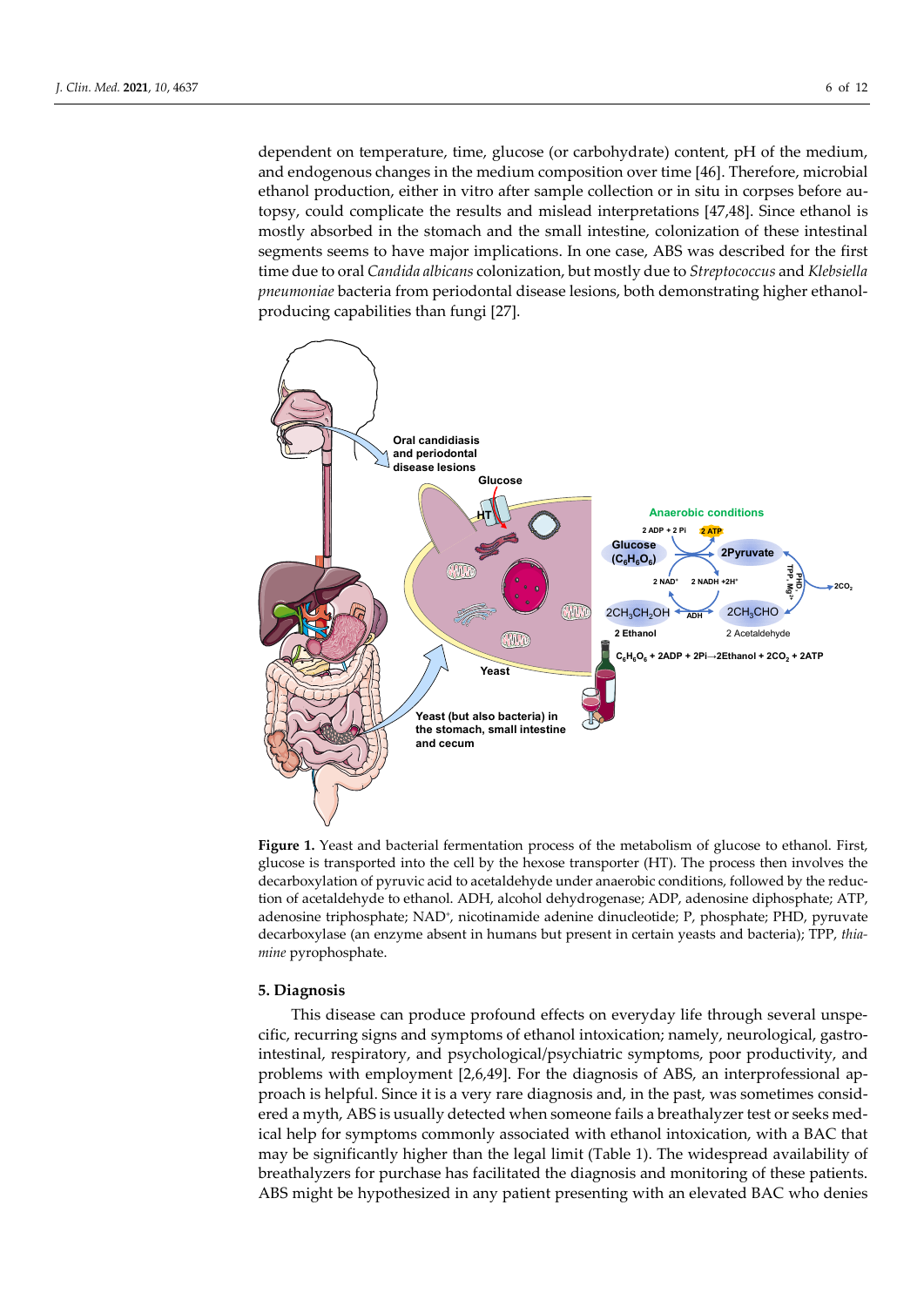dependent on temperature, time, glucose (or carbohydrate) content, pH of the medium, and endogenous changes in the medium composition over time [46]. Therefore, microbial ethanol production, either in vitro after sample collection or in situ in corpses before autopsy, could complicate the results and mislead interpretations [47,48]. Since ethanol is mostly absorbed in the stomach and the small intestine, colonization of these intestinal segments seems to have major implications. In one case, ABS was described for the first time due to oral *Candida albicans* colonization, but mostly due to *Streptococcus* and *Klebsiella pneumoniae* bacteria from periodontal disease lesions, both demonstrating higher ethanol-producing capabilities than fungi [27].

**Figure 1.** Yeast and bacterial fermentation process of the metabolism of glucose to ethanol. First, glucose is transported into the cell by the hexose transporter (HT). The process then involves the decarboxylation of pyruvic acid to acetaldehyde under anaerobic conditions, followed by the reduction of acetaldehyde to ethanol. ADH, alcohol dehydrogenase; ADP, adenosine diphosphate; ATP, adenosine triphosphate; $NAD^+$, nicotinamide adenine dinucleotide; P, phosphate; PHD, pyruvate decarboxylase (an enzyme absent in humans but present in certain yeasts and bacteria); TPP, *thiamine* pyrophosphate.

## 5. Diagnosis

This disease can produce profound effects on everyday life through several unspecific, recurring signs and symptoms of ethanol intoxication; namely, neurological, gastrointestinal, respiratory, and psychological/psychiatric symptoms, poor productivity, and problems with employment [2,6,49]. For the diagnosis of ABS, an interprofessional approach is helpful. Since it is a very rare diagnosis and, in the past, was sometimes considered a myth, ABS is usually detected when someone fails a breathalyzer test or seeks medical help for symptoms commonly associated with ethanol intoxication, with a BAC that may be significantly higher than the legal limit (Table 1). The widespread availability of breathalyzers for purchase has facilitated the diagnosis and monitoring of these patients. ABS might be hypothesized in any patient presenting with an elevated BAC who denies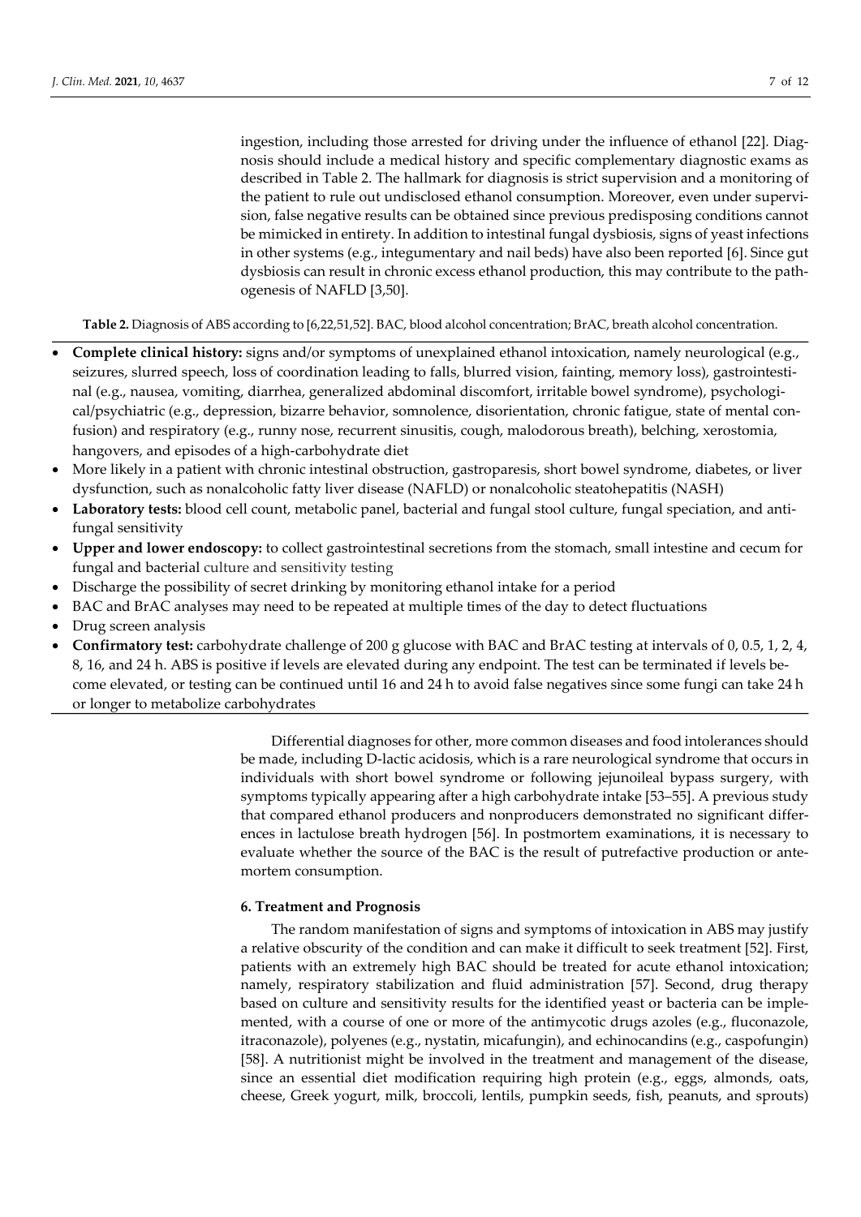ingestion, including those arrested for driving under the influence of ethanol [22]. Diagnosis should include a medical history and specific complementary diagnostic exams as described in Table 2. The hallmark for diagnosis is strict supervision and a monitoring of the patient to rule out undisclosed ethanol consumption. Moreover, even under supervision, false negative results can be obtained since previous predisposing conditions cannot be mimicked in entirety. In addition to intestinal fungal dysbiosis, signs of yeast infections in other systems (e.g., integumentary and nail beds) have also been reported [6]. Since gut dysbiosis can result in chronic excess ethanol production, this may contribute to the pathogenesis of NAFLD [3,50].

**Table 2.** Diagnosis of ABS according to [6,22,51,52]. BAC, blood alcohol concentration; BrAC, breath alcohol concentration.

- **Complete clinical history:** signs and/or symptoms of unexplained ethanol intoxication, namely neurological (e.g., seizures, slurred speech, loss of coordination leading to falls, blurred vision, fainting, memory loss), gastrointestinal (e.g., nausea, vomiting, diarrhea, generalized abdominal discomfort, irritable bowel syndrome), psychological/psychiatric (e.g., depression, bizarre behavior, somnolence, disorientation, chronic fatigue, state of mental confusion) and respiratory (e.g., runny nose, recurrent sinusitis, cough, malodorous breath), belching, xerostomia, hangovers, and episodes of a high-carbohydrate diet
- More likely in a patient with chronic intestinal obstruction, gastroparesis, short bowel syndrome, diabetes, or liver dysfunction, such as nonalcoholic fatty liver disease (NAFLD) or nonalcoholic steatohepatitis (NASH)
- **Laboratory tests:** blood cell count, metabolic panel, bacterial and fungal stool culture, fungal speciation, and antifungal sensitivity
- **Upper and lower endoscopy:** to collect gastrointestinal secretions from the stomach, small intestine and cecum for fungal and bacterial culture and sensitivity testing
- Discharge the possibility of secret drinking by monitoring ethanol intake for a period
- BAC and BrAC analyses may need to be repeated at multiple times of the day to detect fluctuations
- Drug screen analysis
- **Confirmatory test:** carbohydrate challenge of 200 g glucose with BAC and BrAC testing at intervals of 0, 0.5, 1, 2, 4, 8, 16, and 24 h. ABS is positive if levels are elevated during any endpoint. The test can be terminated if levels become elevated, or testing can be continued until 16 and 24 h to avoid false negatives since some fungi can take 24 h or longer to metabolize carbohydrates

Differential diagnoses for other, more common diseases and food intolerances should be made, including D-lactic acidosis, which is a rare neurological syndrome that occurs in individuals with short bowel syndrome or following jejunoileal bypass surgery, with symptoms typically appearing after a high carbohydrate intake [53–55]. A previous study that compared ethanol producers and nonproducers demonstrated no significant differences in lactulose breath hydrogen [56]. In postmortem examinations, it is necessary to evaluate whether the source of the BAC is the result of putrefactive production or antemortem consumption.

## 6. Treatment and Prognosis

The random manifestation of signs and symptoms of intoxication in ABS may justify a relative obscurity of the condition and can make it difficult to seek treatment [52]. First, patients with an extremely high BAC should be treated for acute ethanol intoxication; namely, respiratory stabilization and fluid administration [57]. Second, drug therapy based on culture and sensitivity results for the identified yeast or bacteria can be implemented, with a course of one or more of the antimycotic drugs azoles (e.g., fluconazole, itraconazole), polyenes (e.g., nystatin, micafungin), and echinocandins (e.g., caspofungin) [58]. A nutritionist might be involved in the treatment and management of the disease, since an essential diet modification requiring high protein (e.g., eggs, almonds, oats, cheese, Greek yogurt, milk, broccoli, lentils, pumpkin seeds, fish, peanuts, and sprouts)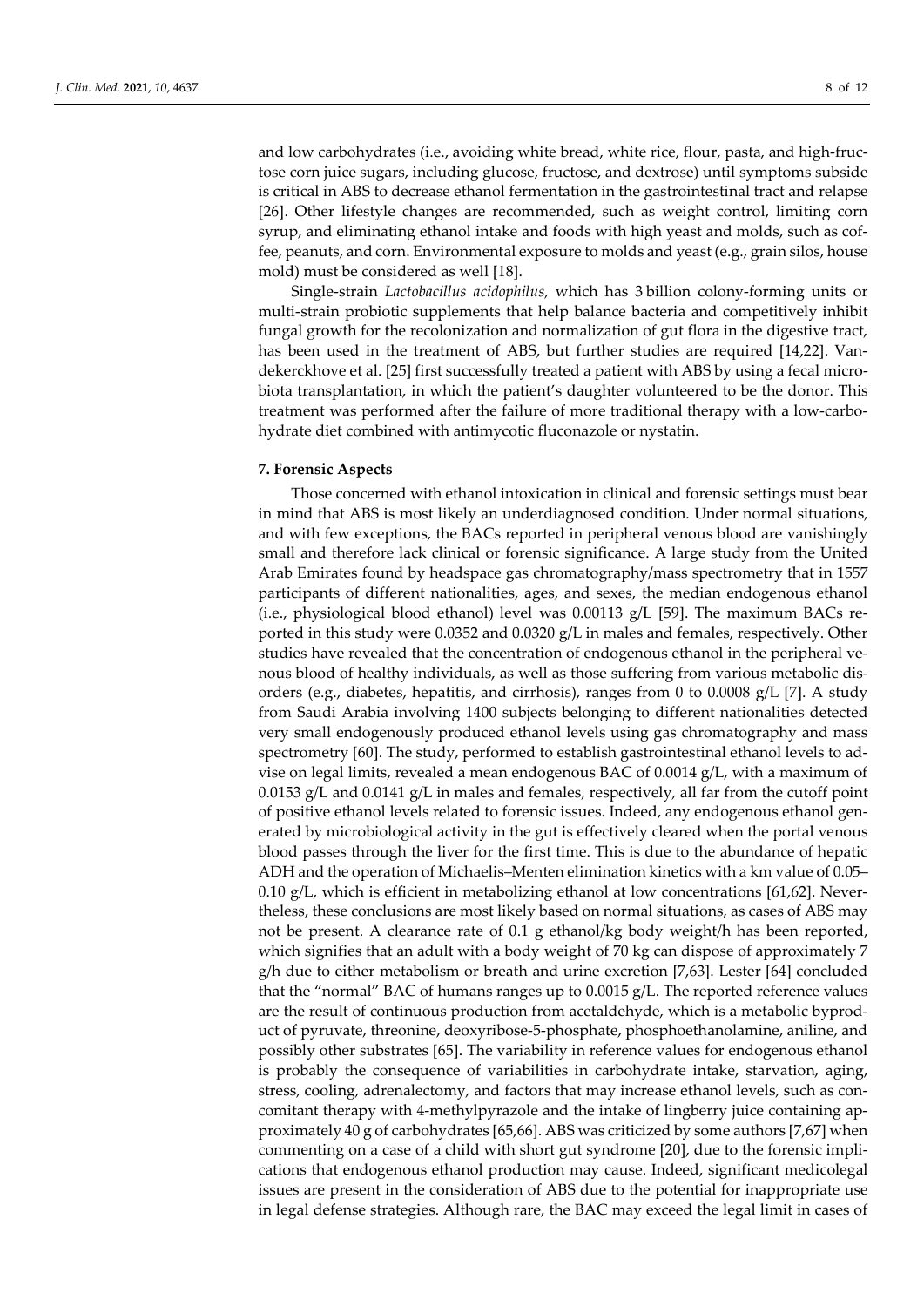and low carbohydrates (i.e., avoiding white bread, white rice, flour, pasta, and high-fructose corn juice sugars, including glucose, fructose, and dextrose) until symptoms subside is critical in ABS to decrease ethanol fermentation in the gastrointestinal tract and relapse [26]. Other lifestyle changes are recommended, such as weight control, limiting corn syrup, and eliminating ethanol intake and foods with high yeast and molds, such as coffee, peanuts, and corn. Environmental exposure to molds and yeast (e.g., grain silos, house mold) must be considered as well [18].

Single-strain *Lactobacillus acidophilus*, which has 3 billion colony-forming units or multi-strain probiotic supplements that help balance bacteria and competitively inhibit fungal growth for the recolonization and normalization of gut flora in the digestive tract, has been used in the treatment of ABS, but further studies are required [14,22]. Vandekerckhove et al. [25] first successfully treated a patient with ABS by using a fecal microbiota transplantation, in which the patient's daughter volunteered to be the donor. This treatment was performed after the failure of more traditional therapy with a low-carbohydrate diet combined with antimycotic fluconazole or nystatin.

## 7. Forensic Aspects

Those concerned with ethanol intoxication in clinical and forensic settings must bear in mind that ABS is most likely an underdiagnosed condition. Under normal situations, and with few exceptions, the BACs reported in peripheral venous blood are vanishingly small and therefore lack clinical or forensic significance. A large study from the United Arab Emirates found by headspace gas chromatography/mass spectrometry that in 1557 participants of different nationalities, ages, and sexes, the median endogenous ethanol (i.e., physiological blood ethanol) level was 0.00113 g/L [59]. The maximum BACs reported in this study were 0.0352 and 0.0320 g/L in males and females, respectively. Other studies have revealed that the concentration of endogenous ethanol in the peripheral venous blood of healthy individuals, as well as those suffering from various metabolic disorders (e.g., diabetes, hepatitis, and cirrhosis), ranges from 0 to 0.0008 g/L [7]. A study from Saudi Arabia involving 1400 subjects belonging to different nationalities detected very small endogenously produced ethanol levels using gas chromatography and mass spectrometry [60]. The study, performed to establish gastrointestinal ethanol levels to advise on legal limits, revealed a mean endogenous BAC of 0.0014 g/L, with a maximum of 0.0153 g/L and 0.0141 g/L in males and females, respectively, all far from the cutoff point of positive ethanol levels related to forensic issues. Indeed, any endogenous ethanol generated by microbiological activity in the gut is effectively cleared when the portal venous blood passes through the liver for the first time. This is due to the abundance of hepatic ADH and the operation of Michaelis–Menten elimination kinetics with a km value of 0.05–0.10 g/L, which is efficient in metabolizing ethanol at low concentrations [61,62]. Nevertheless, these conclusions are most likely based on normal situations, as cases of ABS may not be present. A clearance rate of 0.1 g ethanol/kg body weight/h has been reported, which signifies that an adult with a body weight of 70 kg can dispose of approximately 7 g/h due to either metabolism or breath and urine excretion [7,63]. Lester [64] concluded that the "normal" BAC of humans ranges up to 0.0015 g/L. The reported reference values are the result of continuous production from acetaldehyde, which is a metabolic byproduct of pyruvate, threonine, deoxyribose-5-phosphate, phosphoethanolamine, aniline, and possibly other substrates [65]. The variability in reference values for endogenous ethanol is probably the consequence of variabilities in carbohydrate intake, starvation, aging, stress, cooling, adrenalectomy, and factors that may increase ethanol levels, such as concomitant therapy with 4-methylpyrazole and the intake of lingberry juice containing approximately 40 g of carbohydrates [65,66]. ABS was criticized by some authors [7,67] when commenting on a case of a child with short gut syndrome [20], due to the forensic implications that endogenous ethanol production may cause. Indeed, significant medicolegal issues are present in the consideration of ABS due to the potential for inappropriate use in legal defense strategies. Although rare, the BAC may exceed the legal limit in cases of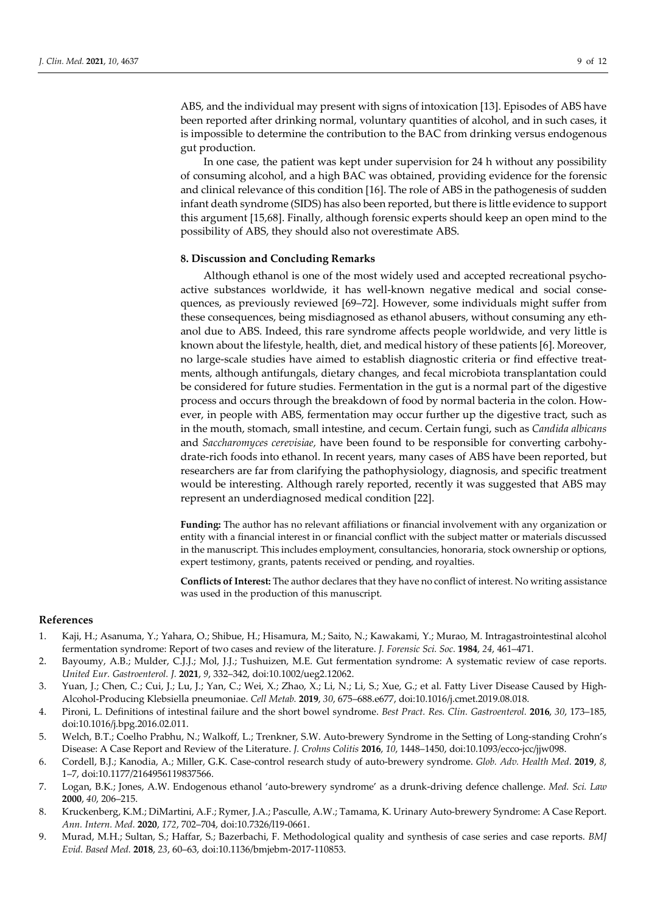ABS, and the individual may present with signs of intoxication [13]. Episodes of ABS have been reported after drinking normal, voluntary quantities of alcohol, and in such cases, it is impossible to determine the contribution to the BAC from drinking versus endogenous gut production.

In one case, the patient was kept under supervision for 24 h without any possibility of consuming alcohol, and a high BAC was obtained, providing evidence for the forensic and clinical relevance of this condition [16]. The role of ABS in the pathogenesis of sudden infant death syndrome (SIDS) has also been reported, but there is little evidence to support this argument [15,68]. Finally, although forensic experts should keep an open mind to the possibility of ABS, they should also not overestimate ABS.

## 8. Discussion and Concluding Remarks

Although ethanol is one of the most widely used and accepted recreational psychoactive substances worldwide, it has well-known negative medical and social consequences, as previously reviewed [69–72]. However, some individuals might suffer from these consequences, being misdiagnosed as ethanol abusers, without consuming any ethanol due to ABS. Indeed, this rare syndrome affects people worldwide, and very little is known about the lifestyle, health, diet, and medical history of these patients [6]. Moreover, no large-scale studies have aimed to establish diagnostic criteria or find effective treatments, although antifungals, dietary changes, and fecal microbiota transplantation could be considered for future studies. Fermentation in the gut is a normal part of the digestive process and occurs through the breakdown of food by normal bacteria in the colon. However, in people with ABS, fermentation may occur further up the digestive tract, such as in the mouth, stomach, small intestine, and cecum. Certain fungi, such as *Candida albicans* and *Saccharomyces cerevisiae,* have been found to be responsible for converting carbohydrate-rich foods into ethanol. In recent years, many cases of ABS have been reported, but researchers are far from clarifying the pathophysiology, diagnosis, and specific treatment would be interesting. Although rarely reported, recently it was suggested that ABS may represent an underdiagnosed medical condition [22].

**Funding:** The author has no relevant affiliations or financial involvement with any organization or entity with a financial interest in or financial conflict with the subject matter or materials discussed in the manuscript. This includes employment, consultancies, honoraria, stock ownership or options, expert testimony, grants, patents received or pending, and royalties.

**Conflicts of Interest:** The author declares that they have no conflict of interest. No writing assistance was used in the production of this manuscript.

## References

1. Kaji, H.; Asanuma, Y.; Yahara, O.; Shibue, H.; Hisamura, M.; Saito, N.; Kawakami, Y.; Murao, M. Intragastrointestinal alcohol fermentation syndrome: Report of two cases and review of the literature. *J. Forensic Sci. Soc*. **1984**, *24*, 461–471.
2. Bayoumy, A.B.; Mulder, C.J.J.; Mol, J.J.; Tushuizen, M.E. Gut fermentation syndrome: A systematic review of case reports. *United Eur. Gastroenterol. J.* **2021**, *9*, 332–342, doi:10.1002/ueg2.12062.
3. Yuan, J.; Chen, C.; Cui, J.; Lu, J.; Yan, C.; Wei, X.; Zhao, X.; Li, N.; Li, S.; Xue, G.; et al. Fatty Liver Disease Caused by High-Alcohol-Producing Klebsiella pneumoniae. *Cell Metab.* **2019**, *30*, 675–688.e677, doi:10.1016/j.cmet.2019.08.018.
4. Pironi, L. Definitions of intestinal failure and the short bowel syndrome. *Best Pract. Res. Clin. Gastroenterol.* **2016**, *30*, 173–185, doi:10.1016/j.bpg.2016.02.011.
5. Welch, B.T.; Coelho Prabhu, N.; Walkoff, L.; Trenkner, S.W. Auto-brewery Syndrome in the Setting of Long-standing Crohn's Disease: A Case Report and Review of the Literature. *J. Crohns Colitis* **2016**, *10*, 1448–1450, doi:10.1093/ecco-jcc/jjw098.
6. Cordell, B.J.; Kanodia, A.; Miller, G.K. Case-control research study of auto-brewery syndrome. *Glob. Adv. Health Med.* **2019**, *8*, 1–7, doi:10.1177/2164956119837566.
7. Logan, B.K.; Jones, A.W. Endogenous ethanol 'auto-brewery syndrome' as a drunk-driving defence challenge. *Med. Sci. Law* **2000**, *40*, 206–215.
8. Kruckenberg, K.M.; DiMartini, A.F.; Rymer, J.A.; Pasculle, A.W.; Tamama, K. Urinary Auto-brewery Syndrome: A Case Report. *Ann. Intern. Med.* **2020**, *172*, 702–704, doi:10.7326/l19-0661.
9. Murad, M.H.; Sultan, S.; Haffar, S.; Bazerbachi, F. Methodological quality and synthesis of case series and case reports. *BMJ Evid. Based Med.* **2018**, *23*, 60–63, doi:10.1136/bmjebm-2017-110853.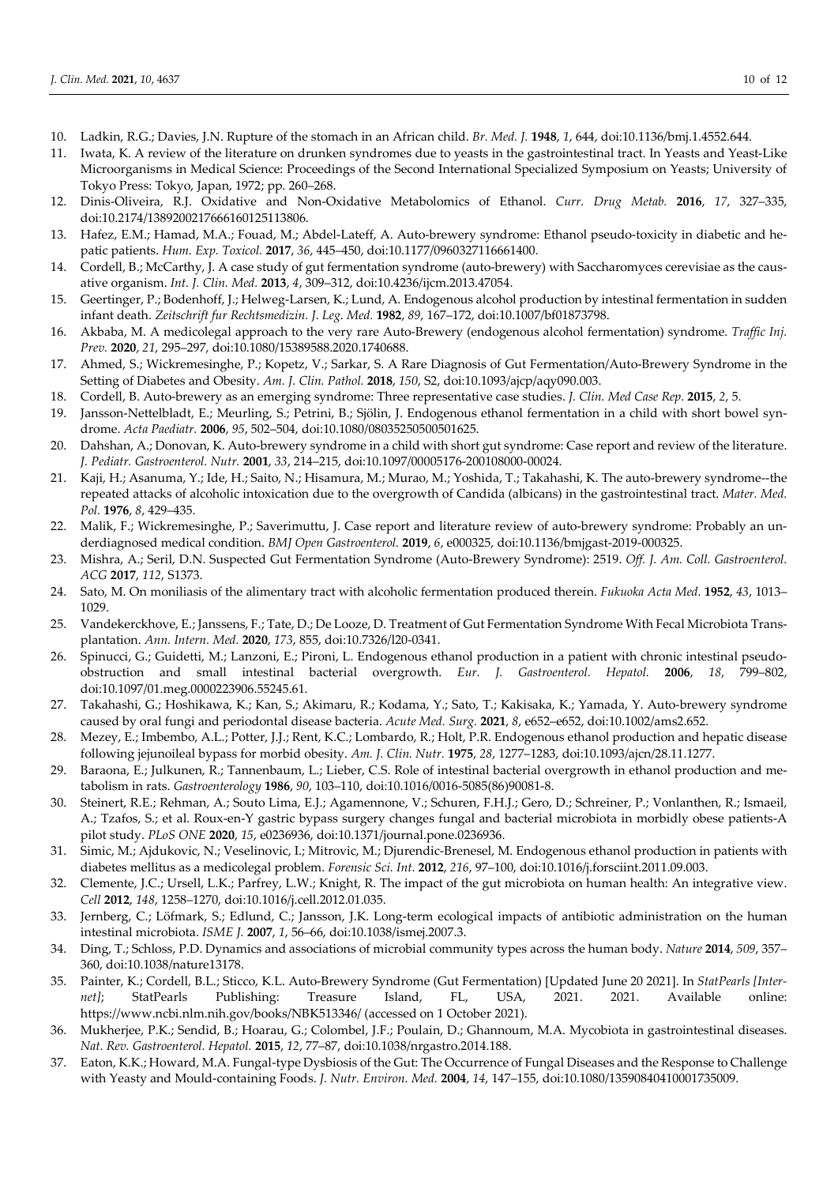10. Ladkin, R.G.; Davies, J.N. Rupture of the stomach in an African child. *Br. Med. J.* **1948**, *1*, 644, doi:10.1136/bmj.1.4552.644.
11. Iwata, K. A review of the literature on drunken syndromes due to yeasts in the gastrointestinal tract. In Yeasts and Yeast-Like Microorganisms in Medical Science: Proceedings of the Second International Specialized Symposium on Yeasts; University of Tokyo Press: Tokyo, Japan, 1972; pp. 260–268.
12. Dinis-Oliveira, R.J. Oxidative and Non-Oxidative Metabolomics of Ethanol. *Curr. Drug Metab.* **2016**, *17*, 327–335, doi:10.2174/1389200217666160125113806.
13. Hafez, E.M.; Hamad, M.A.; Fouad, M.; Abdel-Lateff, A. Auto-brewery syndrome: Ethanol pseudo-toxicity in diabetic and hepatic patients. *Hum. Exp. Toxicol.* **2017**, *36*, 445–450, doi:10.1177/0960327116661400.
14. Cordell, B.; McCarthy, J. A case study of gut fermentation syndrome (auto-brewery) with Saccharomyces cerevisiae as the causative organism. *Int. J. Clin. Med.* **2013**, *4*, 309–312, doi:10.4236/ijcm.2013.47054.
15. Geertinger, P.; Bodenhoff, J.; Helweg-Larsen, K.; Lund, A. Endogenous alcohol production by intestinal fermentation in sudden infant death. *Zeitschrift fur Rechtsmedizin. J. Leg. Med.* **1982**, *89*, 167–172, doi:10.1007/bf01873798.
16. Akbaba, M. A medicolegal approach to the very rare Auto-Brewery (endogenous alcohol fermentation) syndrome. *Traffic Inj. Prev.* **2020**, *21*, 295–297, doi:10.1080/15389588.2020.1740688.
17. Ahmed, S.; Wickremesinghe, P.; Kopetz, V.; Sarkar, S. A Rare Diagnosis of Gut Fermentation/Auto-Brewery Syndrome in the Setting of Diabetes and Obesity. *Am. J. Clin. Pathol.* **2018**, *150*, S2, doi:10.1093/ajcp/aqy090.003.
18. Cordell, B. Auto-brewery as an emerging syndrome: Three representative case studies. *J. Clin. Med Case Rep.* **2015**, *2*, 5.
19. Jansson-Nettelbladt, E.; Meurling, S.; Petrini, B.; Sjölin, J. Endogenous ethanol fermentation in a child with short bowel syndrome. *Acta Paediatr.* **2006**, *95*, 502–504, doi:10.1080/08035250500501625.
20. Dahshan, A.; Donovan, K. Auto-brewery syndrome in a child with short gut syndrome: Case report and review of the literature. *J. Pediatr. Gastroenterol. Nutr.* **2001**, *33*, 214–215, doi:10.1097/00005176-200108000-00024.
21. Kaji, H.; Asanuma, Y.; Ide, H.; Saito, N.; Hisamura, M.; Murao, M.; Yoshida, T.; Takahashi, K. The auto-brewery syndrome--the repeated attacks of alcoholic intoxication due to the overgrowth of Candida (albicans) in the gastrointestinal tract. *Mater. Med. Pol.* **1976**, *8*, 429–435.
22. Malik, F.; Wickremesinghe, P.; Saverimuttu, J. Case report and literature review of auto-brewery syndrome: Probably an underdiagnosed medical condition. *BMJ Open Gastroenterol.* **2019**, *6*, e000325, doi:10.1136/bmjgast-2019-000325.
23. Mishra, A.; Seril, D.N. Suspected Gut Fermentation Syndrome (Auto-Brewery Syndrome): 2519. *Off. J. Am. Coll. Gastroenterol. ACG* **2017**, *112*, S1373.
24. Sato, M. On moniliasis of the alimentary tract with alcoholic fermentation produced therein. *Fukuoka Acta Med.* **1952**, *43*, 1013–1029.
25. Vandekerckhove, E.; Janssens, F.; Tate, D.; De Looze, D. Treatment of Gut Fermentation Syndrome With Fecal Microbiota Transplantation. *Ann. Intern. Med.* **2020**, *173*, 855, doi:10.7326/l20-0341.
26. Spinucci, G.; Guidetti, M.; Lanzoni, E.; Pironi, L. Endogenous ethanol production in a patient with chronic intestinal pseudo-obstruction and small intestinal bacterial overgrowth. *Eur. J. Gastroenterol. Hepatol.* **2006**, *18*, 799–802, doi:10.1097/01.meg.0000223906.55245.61.
27. Takahashi, G.; Hoshikawa, K.; Kan, S.; Akimaru, R.; Kodama, Y.; Sato, T.; Kakisaka, K.; Yamada, Y. Auto-brewery syndrome caused by oral fungi and periodontal disease bacteria. *Acute Med. Surg.* **2021**, *8*, e652–e652, doi:10.1002/ams2.652.
28. Mezey, E.; Imbembo, A.L.; Potter, J.J.; Rent, K.C.; Lombardo, R.; Holt, P.R. Endogenous ethanol production and hepatic disease following jejunoileal bypass for morbid obesity. *Am. J. Clin. Nutr.* **1975**, *28*, 1277–1283, doi:10.1093/ajcn/28.11.1277.
29. Baraona, E.; Julkunen, R.; Tannenbaum, L.; Lieber, C.S. Role of intestinal bacterial overgrowth in ethanol production and metabolism in rats. *Gastroenterology* **1986**, *90*, 103–110, doi:10.1016/0016-5085(86)90081-8.
30. Steinert, R.E.; Rehman, A.; Souto Lima, E.J.; Agamennone, V.; Schuren, F.H.J.; Gero, D.; Schreiner, P.; Vonlanthen, R.; Ismaeil, A.; Tzafos, S.; et al. Roux-en-Y gastric bypass surgery changes fungal and bacterial microbiota in morbidly obese patients-A pilot study. *PLoS ONE* **2020**, *15*, e0236936, doi:10.1371/journal.pone.0236936.
31. Simic, M.; Ajdukovic, N.; Veselinovic, I.; Mitrovic, M.; Djurendic-Brenesel, M. Endogenous ethanol production in patients with diabetes mellitus as a medicolegal problem. *Forensic Sci. Int.* **2012**, *216*, 97–100, doi:10.1016/j.forsciint.2011.09.003.
32. Clemente, J.C.; Ursell, L.K.; Parfrey, L.W.; Knight, R. The impact of the gut microbiota on human health: An integrative view. *Cell* **2012**, *148*, 1258–1270, doi:10.1016/j.cell.2012.01.035.
33. Jernberg, C.; Löfmark, S.; Edlund, C.; Jansson, J.K. Long-term ecological impacts of antibiotic administration on the human intestinal microbiota. *ISME J.* **2007**, *1*, 56–66, doi:10.1038/ismej.2007.3.
34. Ding, T.; Schloss, P.D. Dynamics and associations of microbial community types across the human body. *Nature* **2014**, *509*, 357–360, doi:10.1038/nature13178.
35. Painter, K.; Cordell, B.L.; Sticco, K.L. Auto-Brewery Syndrome (Gut Fermentation) [Updated June 20 2021]. In *StatPearls [Internet]*; StatPearls Publishing: Treasure Island, FL, USA, 2021. 2021. Available online: https://www.ncbi.nlm.nih.gov/books/NBK513346/ (accessed on 1 October 2021).
36. Mukherjee, P.K.; Sendid, B.; Hoarau, G.; Colombel, J.F.; Poulain, D.; Ghannoum, M.A. Mycobiota in gastrointestinal diseases. *Nat. Rev. Gastroenterol. Hepatol.* **2015**, *12*, 77–87, doi:10.1038/nrgastro.2014.188.
37. Eaton, K.K.; Howard, M.A. Fungal-type Dysbiosis of the Gut: The Occurrence of Fungal Diseases and the Response to Challenge with Yeasty and Mould-containing Foods. *J. Nutr. Environ. Med.* **2004**, *14*, 147–155, doi:10.1080/13590840410001735009.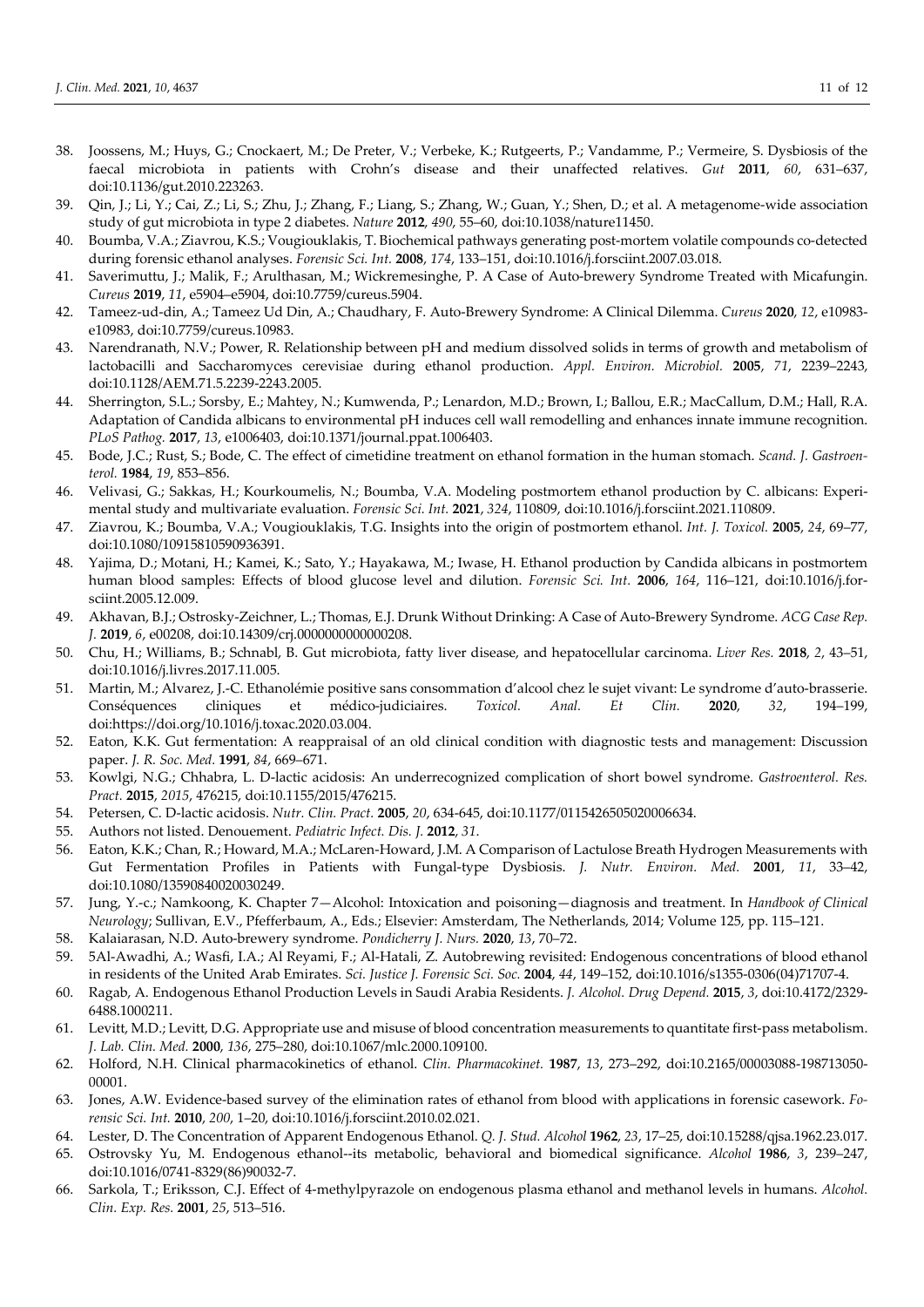38. Joossens, M.; Huys, G.; Cnockaert, M.; De Preter, V.; Verbeke, K.; Rutgeerts, P.; Vandamme, P.; Vermeire, S. Dysbiosis of the faecal microbiota in patients with Crohn's disease and their unaffected relatives. *Gut* **2011**, *60*, 631–637, doi:10.1136/gut.2010.223263.
39. Qin, J.; Li, Y.; Cai, Z.; Li, S.; Zhu, J.; Zhang, F.; Liang, S.; Zhang, W.; Guan, Y.; Shen, D.; et al. A metagenome-wide association study of gut microbiota in type 2 diabetes. *Nature* **2012**, *490*, 55–60, doi:10.1038/nature11450.
40. Boumba, V.A.; Ziavrou, K.S.; Vougiouklakis, T. Biochemical pathways generating post-mortem volatile compounds co-detected during forensic ethanol analyses. *Forensic Sci. Int.* **2008**, *174*, 133–151, doi:10.1016/j.forsciint.2007.03.018.
41. Saverimuttu, J.; Malik, F.; Arulthasan, M.; Wickremesinghe, P. A Case of Auto-brewery Syndrome Treated with Micafungin. *Cureus* **2019**, *11*, e5904–e5904, doi:10.7759/cureus.5904.
42. Tameez-ud-din, A.; Tameez Ud Din, A.; Chaudhary, F. Auto-Brewery Syndrome: A Clinical Dilemma. *Cureus* **2020**, *12*, e10983-e10983, doi:10.7759/cureus.10983.
43. Narendranath, N.V.; Power, R. Relationship between pH and medium dissolved solids in terms of growth and metabolism of lactobacilli and Saccharomyces cerevisiae during ethanol production. *Appl. Environ. Microbiol.* **2005**, *71*, 2239–2243, doi:10.1128/AEM.71.5.2239-2243.2005.
44. Sherrington, S.L.; Sorsby, E.; Mahtey, N.; Kumwenda, P.; Lenardon, M.D.; Brown, I.; Ballou, E.R.; MacCallum, D.M.; Hall, R.A. Adaptation of Candida albicans to environmental pH induces cell wall remodelling and enhances innate immune recognition. *PLoS Pathog.* **2017**, *13*, e1006403, doi:10.1371/journal.ppat.1006403.
45. Bode, J.C.; Rust, S.; Bode, C. The effect of cimetidine treatment on ethanol formation in the human stomach. *Scand. J. Gastroenterol.* **1984**, *19*, 853–856.
46. Velivasi, G.; Sakkas, H.; Kourkoumelis, N.; Boumba, V.A. Modeling postmortem ethanol production by C. albicans: Experimental study and multivariate evaluation. *Forensic Sci. Int.* **2021**, *324*, 110809, doi:10.1016/j.forsciint.2021.110809.
47. Ziavrou, K.; Boumba, V.A.; Vougiouklakis, T.G. Insights into the origin of postmortem ethanol. *Int. J. Toxicol.* **2005**, *24*, 69–77, doi:10.1080/10915810590936391.
48. Yajima, D.; Motani, H.; Kamei, K.; Sato, Y.; Hayakawa, M.; Iwase, H. Ethanol production by Candida albicans in postmortem human blood samples: Effects of blood glucose level and dilution. *Forensic Sci. Int.* **2006**, *164*, 116–121, doi:10.1016/j.forsciint.2005.12.009.
49. Akhavan, B.J.; Ostrosky-Zeichner, L.; Thomas, E.J. Drunk Without Drinking: A Case of Auto-Brewery Syndrome. *ACG Case Rep. J.* **2019**, *6*, e00208, doi:10.14309/crj.0000000000000208.
50. Chu, H.; Williams, B.; Schnabl, B. Gut microbiota, fatty liver disease, and hepatocellular carcinoma. *Liver Res.* **2018**, *2*, 43–51, doi:10.1016/j.livres.2017.11.005.
51. Martin, M.; Alvarez, J.-C. Ethanolémie positive sans consommation d'alcool chez le sujet vivant: Le syndrome d'auto-brasserie. Conséquences cliniques et médico-judiciaires. *Toxicol. Anal. Et Clin.* **2020**, *32*, 194–199, doi:https://doi.org/10.1016/j.toxac.2020.03.004.
52. Eaton, K.K. Gut fermentation: A reappraisal of an old clinical condition with diagnostic tests and management: Discussion paper. *J. R. Soc. Med.* **1991**, *84*, 669–671.
53. Kowlgi, N.G.; Chhabra, L. D-lactic acidosis: An underrecognized complication of short bowel syndrome. *Gastroenterol. Res. Pract.* **2015**, *2015*, 476215, doi:10.1155/2015/476215.
54. Petersen, C. D-lactic acidosis. *Nutr. Clin. Pract.* **2005**, *20*, 634-645, doi:10.1177/0115426505020006634.
55. Authors not listed. Denouement. *Pediatric Infect. Dis. J.* **2012**, *31*.
56. Eaton, K.K.; Chan, R.; Howard, M.A.; McLaren-Howard, J.M. A Comparison of Lactulose Breath Hydrogen Measurements with Gut Fermentation Profiles in Patients with Fungal-type Dysbiosis. *J. Nutr. Environ. Med.* **2001**, *11*, 33–42, doi:10.1080/13590840020030249.
57. Jung, Y.-c.; Namkoong, K. Chapter 7—Alcohol: Intoxication and poisoning—diagnosis and treatment. In *Handbook of Clinical Neurology*; Sullivan, E.V., Pfefferbaum, A., Eds.; Elsevier: Amsterdam, The Netherlands, 2014; Volume 125, pp. 115–121.
58. Kalaiarasan, N.D. Auto-brewery syndrome. *Pondicherry J. Nurs.* **2020**, *13*, 70–72.
59. 5Al-Awadhi, A.; Wasfi, I.A.; Al Reyami, F.; Al-Hatali, Z. Autobrewing revisited: Endogenous concentrations of blood ethanol in residents of the United Arab Emirates. *Sci. Justice J. Forensic Sci. Soc.* **2004**, *44*, 149–152, doi:10.1016/s1355-0306(04)71707-4.
60. Ragab, A. Endogenous Ethanol Production Levels in Saudi Arabia Residents. *J. Alcohol. Drug Depend.* **2015**, *3*, doi:10.4172/2329-6488.1000211.
61. Levitt, M.D.; Levitt, D.G. Appropriate use and misuse of blood concentration measurements to quantitate first-pass metabolism. *J. Lab. Clin. Med.* **2000**, *136*, 275–280, doi:10.1067/mlc.2000.109100.
62. Holford, N.H. Clinical pharmacokinetics of ethanol. *Clin. Pharmacokinet.* **1987**, *13*, 273–292, doi:10.2165/00003088-198713050-00001.
63. Jones, A.W. Evidence-based survey of the elimination rates of ethanol from blood with applications in forensic casework. *Forensic Sci. Int.* **2010**, *200*, 1–20, doi:10.1016/j.forsciint.2010.02.021.
64. Lester, D. The Concentration of Apparent Endogenous Ethanol. *Q. J. Stud. Alcohol* **1962**, *23*, 17–25, doi:10.15288/qjsa.1962.23.017.
65. Ostrovsky Yu, M. Endogenous ethanol--its metabolic, behavioral and biomedical significance. *Alcohol* **1986**, *3*, 239–247, doi:10.1016/0741-8329(86)90032-7.
66. Sarkola, T.; Eriksson, C.J. Effect of 4-methylpyrazole on endogenous plasma ethanol and methanol levels in humans. *Alcohol. Clin. Exp. Res.* **2001**, *25*, 513–516.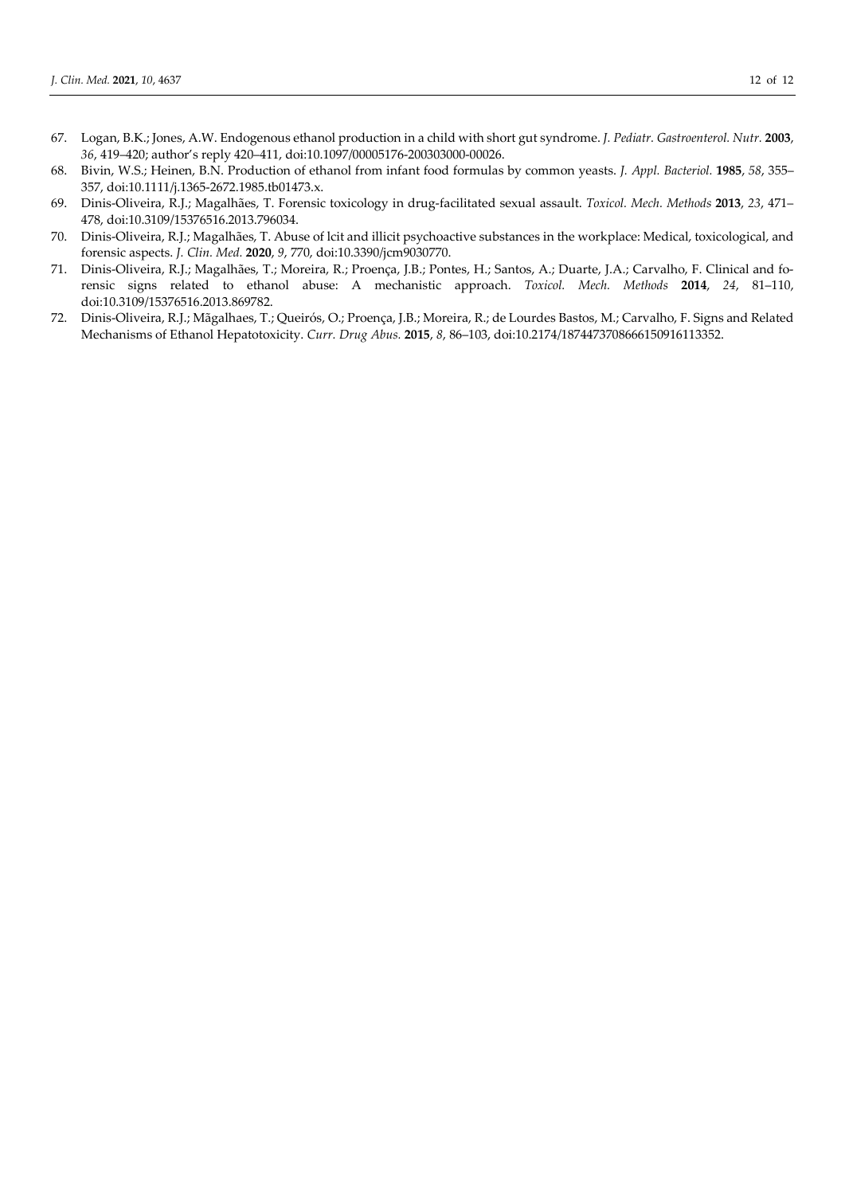67. Logan, B.K.; Jones, A.W. Endogenous ethanol production in a child with short gut syndrome. *J. Pediatr. Gastroenterol. Nutr.* **2003**, *36*, 419–420; author's reply 420–411, doi:10.1097/00005176-200303000-00026.
68. Bivin, W.S.; Heinen, B.N. Production of ethanol from infant food formulas by common yeasts. *J. Appl. Bacteriol.* **1985**, *58*, 355–357, doi:10.1111/j.1365-2672.1985.tb01473.x.
69. Dinis-Oliveira, R.J.; Magalhães, T. Forensic toxicology in drug-facilitated sexual assault. *Toxicol. Mech. Methods* **2013**, *23*, 471–478, doi:10.3109/15376516.2013.796034.
70. Dinis-Oliveira, R.J.; Magalhães, T. Abuse of lcit and illicit psychoactive substances in the workplace: Medical, toxicological, and forensic aspects. *J. Clin. Med.* **2020**, *9*, 770, doi:10.3390/jcm9030770.
71. Dinis-Oliveira, R.J.; Magalhães, T.; Moreira, R.; Proença, J.B.; Pontes, H.; Santos, A.; Duarte, J.A.; Carvalho, F. Clinical and forensic signs related to ethanol abuse: A mechanistic approach. *Toxicol. Mech. Methods* **2014**, *24*, 81–110, doi:10.3109/15376516.2013.869782.
72. Dinis-Oliveira, R.J.; Mãgalhaes, T.; Queirós, O.; Proença, J.B.; Moreira, R.; de Lourdes Bastos, M.; Carvalho, F. Signs and Related Mechanisms of Ethanol Hepatotoxicity. *Curr. Drug Abus.* **2015**, *8*, 86–103, doi:10.2174/1874473708666150916113352.